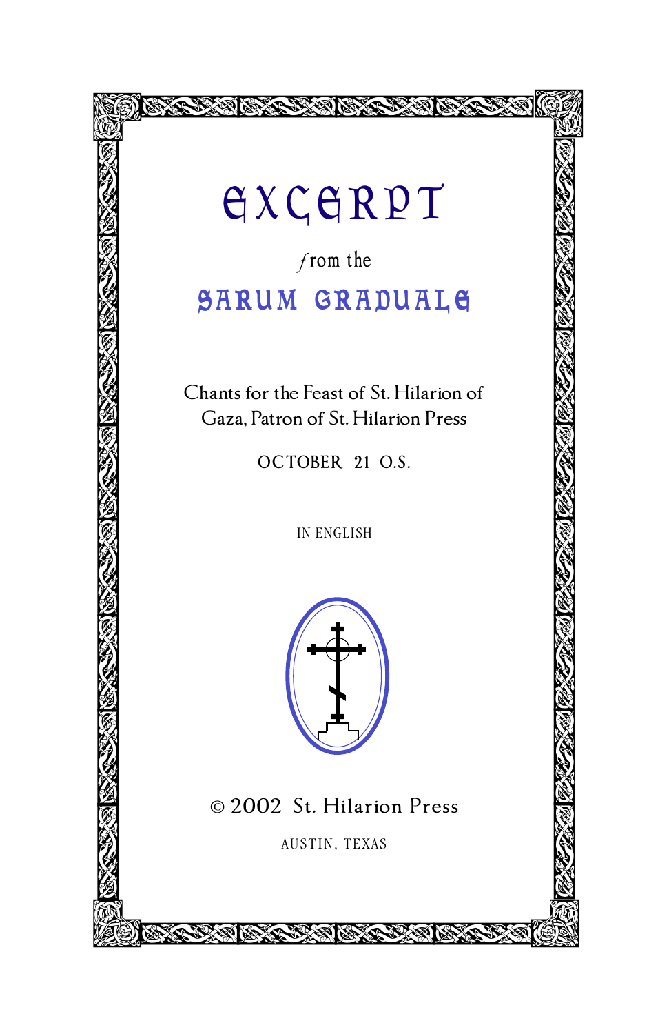# EXCERPT

*from the*

## SARUM GRADUALE

Chants for the Feast of St. Hilarion of Gaza, Patron of St. Hilarion Press

OCTOBER 21 O.S.

IN ENGLISH

© 2002 St. Hilarion Press

AUSTIN, TEXAS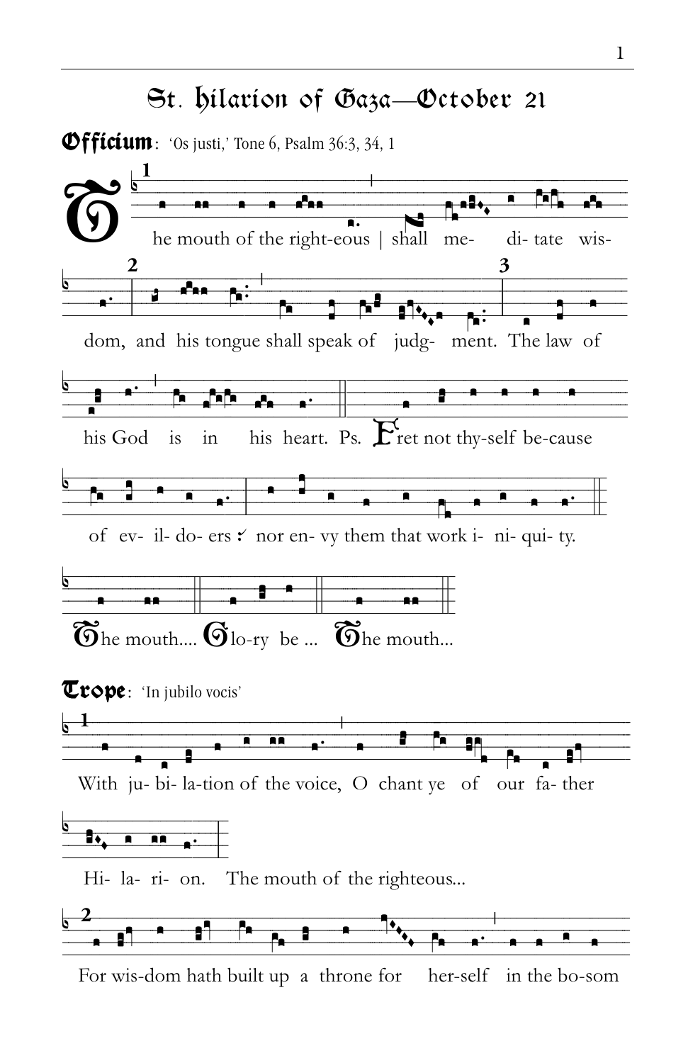# St. Hilarion of Gaza—October 21

**Officium**: 'Os justi,' Tone 6, Psalm 36:3, 34, 1

1 The mouth of the right-eous | shall me- di- tate wis- dom, 2 and his tongue shall speak of judg- ment. 3 The law of his God is in his heart. Ps. Fret not thy-self be-cause of ev- il- do- ers ✓ nor en- vy them that work i- ni- qui- ty.

The mouth.... Glo-ry be ... The mouth...

**Trope**: 'In jubilo vocis'

1 With ju- bi- la-tion of the voice, O chant ye of our fa- ther Hi- la- ri- on. The mouth of the righteous...

2 For wis-dom hath built up a throne for her-self in the bo-som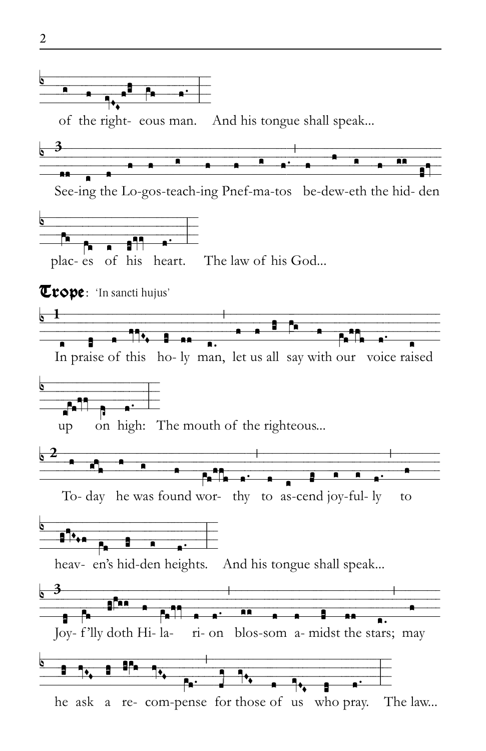of the right- eous man. And his tongue shall speak...

**3**

See-ing the Lo-gos-teach-ing Pnef-ma-tos be-dew-eth the hid- den

plac- es of his heart. The law of his God...

**Trope**: 'In sancti hujus'

**1**

In praise of this ho- ly man, let us all say with our voice raised

up on high: The mouth of the righteous...

**2**

To- day he was found wor- thy to as-cend joy-ful- ly to

heav- en's hid-den heights. And his tongue shall speak...

**3**

Joy- f'lly doth Hi- la- ri- on blos-som a- midst the stars; may

he ask a re- com-pense for those of us who pray. The law...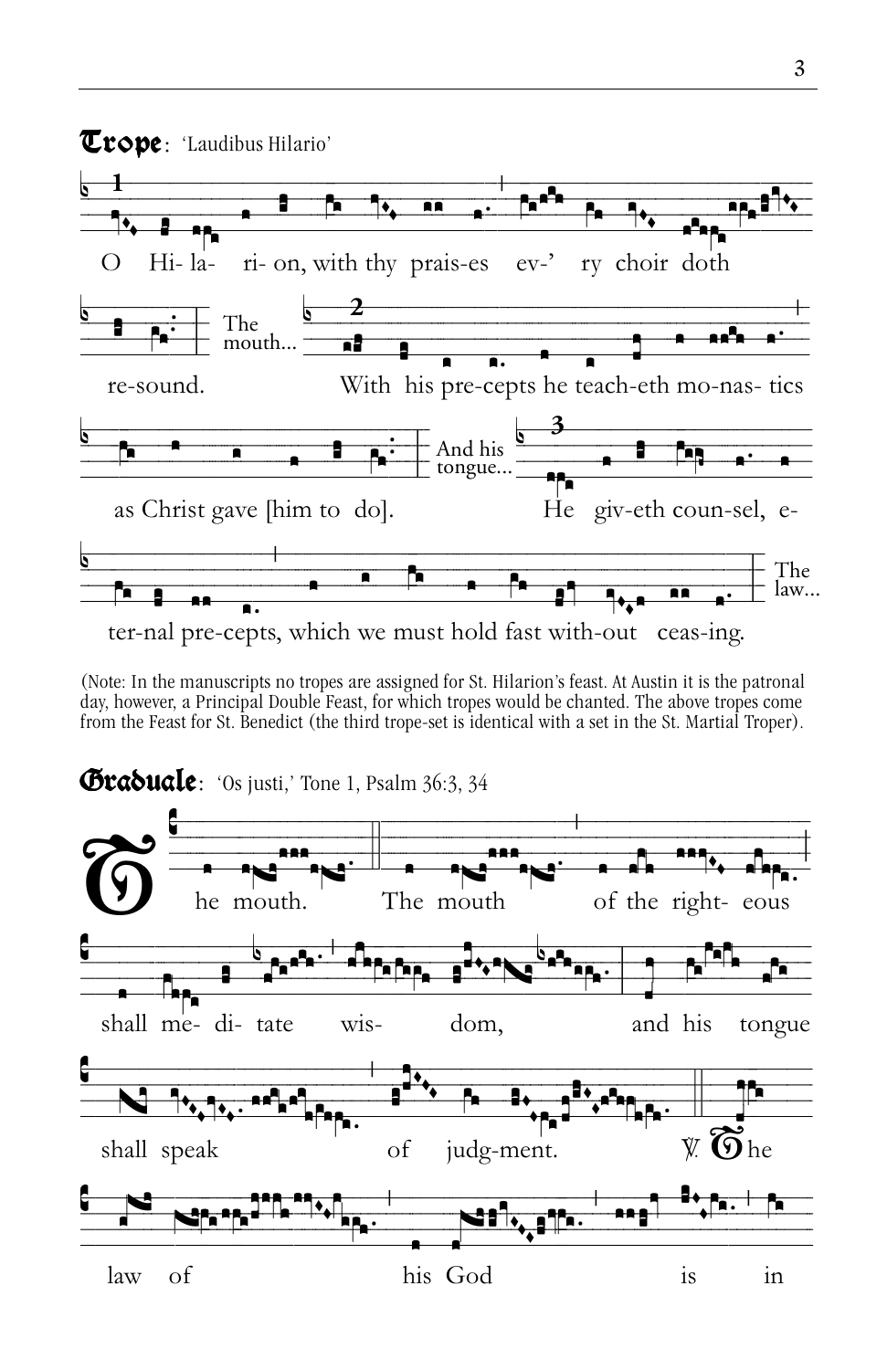**Trope**: 'Laudibus Hilario'

1

O Hi- la- ri- on, with thy prais-es ev-' ry choir doth re-sound.

The mouth...

2

With his pre-cepts he teach-eth mo-nas- tics as Christ gave [him to do].

And his tongue...

3

He giv-eth coun-sel, e- ter-nal pre-cepts, which we must hold fast with-out ceas-ing.

The law...

(Note: In the manuscripts no tropes are assigned for St. Hilarion's feast. At Austin it is the patronal day, however, a Principal Double Feast, for which tropes would be chanted. The above tropes come from the Feast for St. Benedict (the third trope-set is identical with a set in the St. Martial Troper).

**Graduale**: 'Os justi,' Tone 1, Psalm 36:3, 34

The mouth. The mouth of the right- eous shall me- di- tate wis- dom, and his tongue shall speak of judg-ment. ℣. The law of his God is in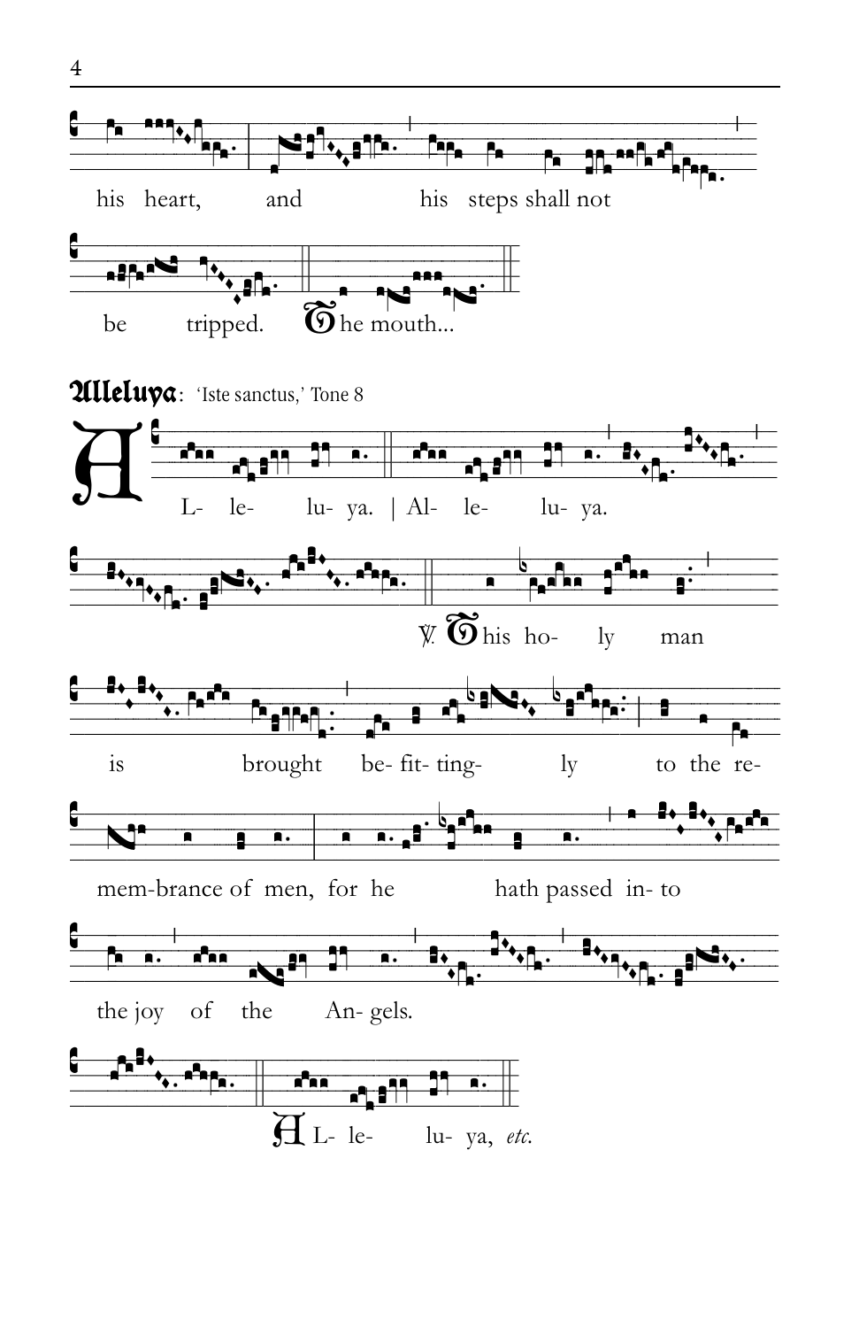his heart, and his steps shall not

be tripped. The mouth...

**Alleluya**: 'Iste sanctus,' Tone 8

AL- le- lu- ya. | Al- le- lu- ya.

℣. This ho- ly man

is brought be- fit- ting- ly to the re-

mem-brance of men, for he hath passed in- to

the joy of the An- gels.

AL- le- lu- ya, *etc.*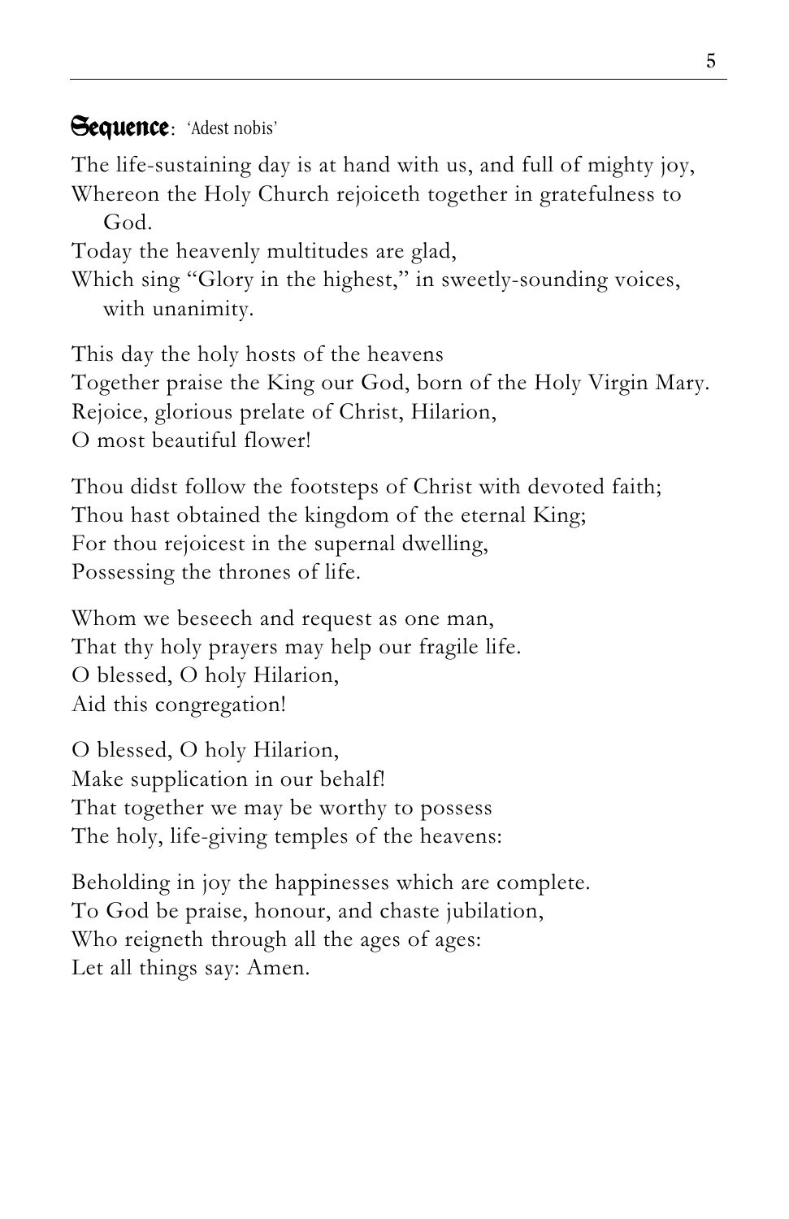## **Sequence**: 'Adest nobis'

The life-sustaining day is at hand with us, and full of mighty joy,
Whereon the Holy Church rejoiceth together in gratefulness to God.
Today the heavenly multitudes are glad,
Which sing "Glory in the highest," in sweetly-sounding voices, with unanimity.

This day the holy hosts of the heavens
Together praise the King our God, born of the Holy Virgin Mary.
Rejoice, glorious prelate of Christ, Hilarion,
O most beautiful flower!

Thou didst follow the footsteps of Christ with devoted faith;
Thou hast obtained the kingdom of the eternal King;
For thou rejoicest in the supernal dwelling,
Possessing the thrones of life.

Whom we beseech and request as one man,
That thy holy prayers may help our fragile life.
O blessed, O holy Hilarion,
Aid this congregation!

O blessed, O holy Hilarion,
Make supplication in our behalf!
That together we may be worthy to possess
The holy, life-giving temples of the heavens:

Beholding in joy the happinesses which are complete.
To God be praise, honour, and chaste jubilation,
Who reigneth through all the ages of ages:
Let all things say: Amen.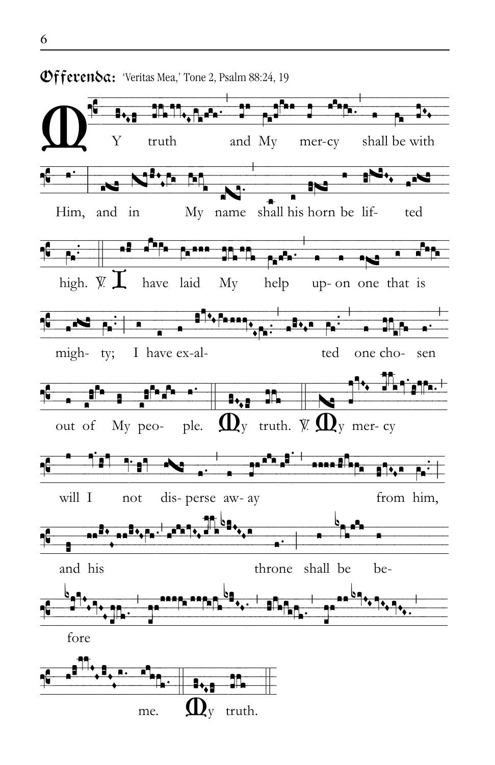**Offerenda:** 'Veritas Mea,' Tone 2, Psalm 88:24, 19

MY truth and My mer-cy shall be with

Him, and in My name shall his horn be lif- ted

high. ℣. I have laid My help up- on one that is

migh- ty; I have ex-al- ted one cho- sen

out of My peo- ple. My truth. ℣. My mer- cy

will I not dis- perse aw- ay from him,

and his throne shall be be-

fore

me. My truth.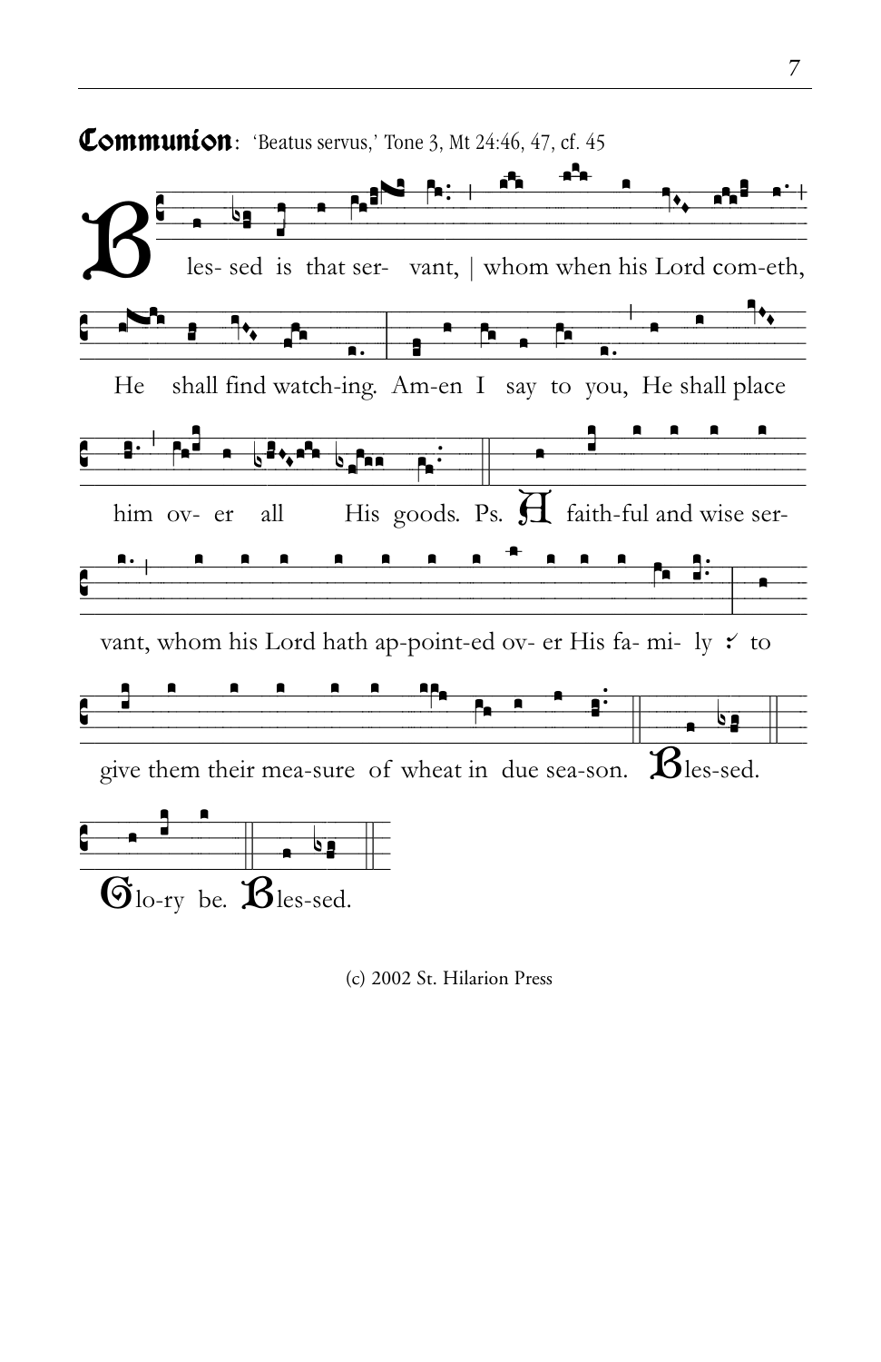**Communion**: 'Beatus servus,' Tone 3, Mt 24:46, 47, cf. 45

Bles- sed is that ser- vant, | whom when his Lord com-eth,

He shall find watch-ing. Am-en I say to you, He shall place

him ov- er all His goods. Ps. A faith-ful and wise ser-

vant, whom his Lord hath ap-point-ed ov- er His fa- mi- ly ✓ to

give them their mea-sure of wheat in due sea-son. Bles-sed.

Glo-ry be. Bles-sed.

(c) 2002 St. Hilarion Press